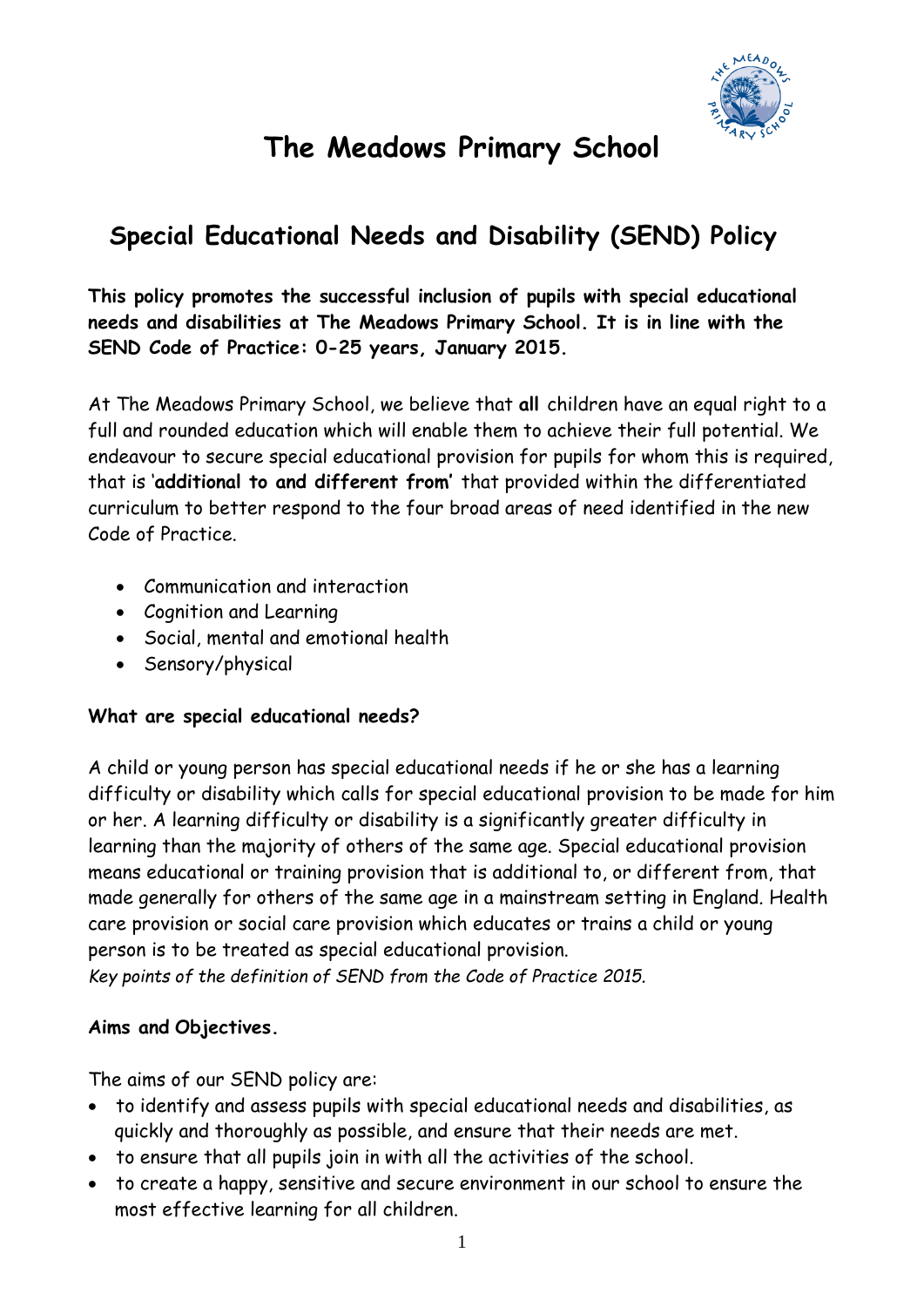# The Meadows Primary School

## Special Educational Needs and Disability (SEND) Policy

**This policy promotes the successful inclusion of pupils with special educational needs and disabilities at The Meadows Primary School. It is in line with the SEND Code of Practice: 0-25 years, January 2015.**

At The Meadows Primary School, we believe that **all** children have an equal right to a full and rounded education which will enable them to achieve their full potential. We endeavour to secure special educational provision for pupils for whom this is required, that is '**additional to and different from'** that provided within the differentiated curriculum to better respond to the four broad areas of need identified in the new Code of Practice.

- Communication and interaction
- Cognition and Learning
- Social, mental and emotional health
- Sensory/physical

**What are special educational needs?**

A child or young person has special educational needs if he or she has a learning difficulty or disability which calls for special educational provision to be made for him or her. A learning difficulty or disability is a significantly greater difficulty in learning than the majority of others of the same age. Special educational provision means educational or training provision that is additional to, or different from, that made generally for others of the same age in a mainstream setting in England. Health care provision or social care provision which educates or trains a child or young person is to be treated as special educational provision.
*Key points of the definition of SEND from the Code of Practice 2015.*

**Aims and Objectives.**

The aims of our SEND policy are:

- to identify and assess pupils with special educational needs and disabilities, as quickly and thoroughly as possible, and ensure that their needs are met.
- to ensure that all pupils join in with all the activities of the school.
- to create a happy, sensitive and secure environment in our school to ensure the most effective learning for all children.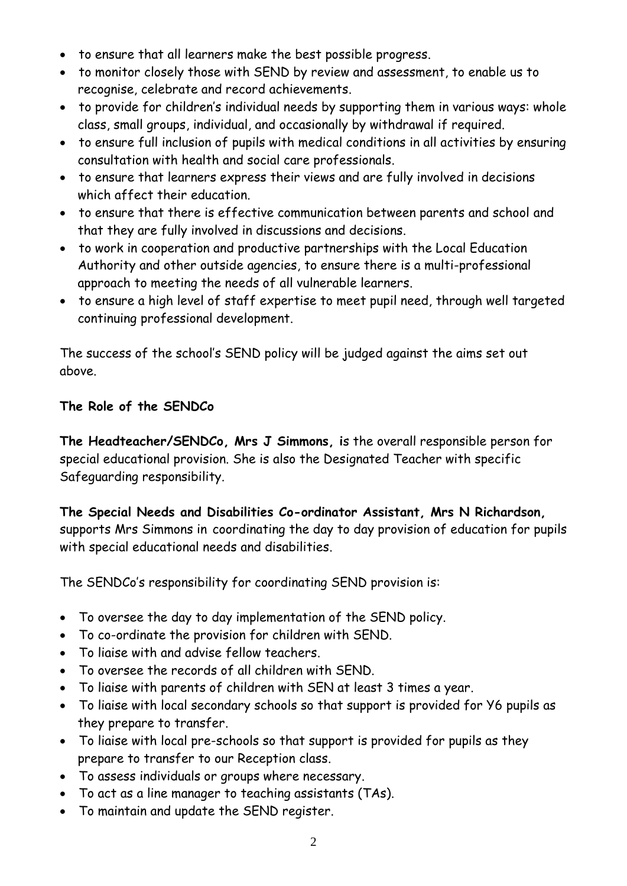- to ensure that all learners make the best possible progress.
- to monitor closely those with SEND by review and assessment, to enable us to recognise, celebrate and record achievements.
- to provide for children's individual needs by supporting them in various ways: whole class, small groups, individual, and occasionally by withdrawal if required.
- to ensure full inclusion of pupils with medical conditions in all activities by ensuring consultation with health and social care professionals.
- to ensure that learners express their views and are fully involved in decisions which affect their education.
- to ensure that there is effective communication between parents and school and that they are fully involved in discussions and decisions.
- to work in cooperation and productive partnerships with the Local Education Authority and other outside agencies, to ensure there is a multi-professional approach to meeting the needs of all vulnerable learners.
- to ensure a high level of staff expertise to meet pupil need, through well targeted continuing professional development.

The success of the school's SEND policy will be judged against the aims set out above.

**The Role of the SENDCo**

**The Headteacher/SENDCo, Mrs J Simmons, i**s the overall responsible person for special educational provision. She is also the Designated Teacher with specific Safeguarding responsibility.

**The Special Needs and Disabilities Co-ordinator Assistant, Mrs N Richardson,** supports Mrs Simmons in coordinating the day to day provision of education for pupils with special educational needs and disabilities.

The SENDCo's responsibility for coordinating SEND provision is:

- To oversee the day to day implementation of the SEND policy.
- To co-ordinate the provision for children with SEND.
- To liaise with and advise fellow teachers.
- To oversee the records of all children with SEND.
- To liaise with parents of children with SEN at least 3 times a year.
- To liaise with local secondary schools so that support is provided for Y6 pupils as they prepare to transfer.
- To liaise with local pre-schools so that support is provided for pupils as they prepare to transfer to our Reception class.
- To assess individuals or groups where necessary.
- To act as a line manager to teaching assistants (TAs).
- To maintain and update the SEND register.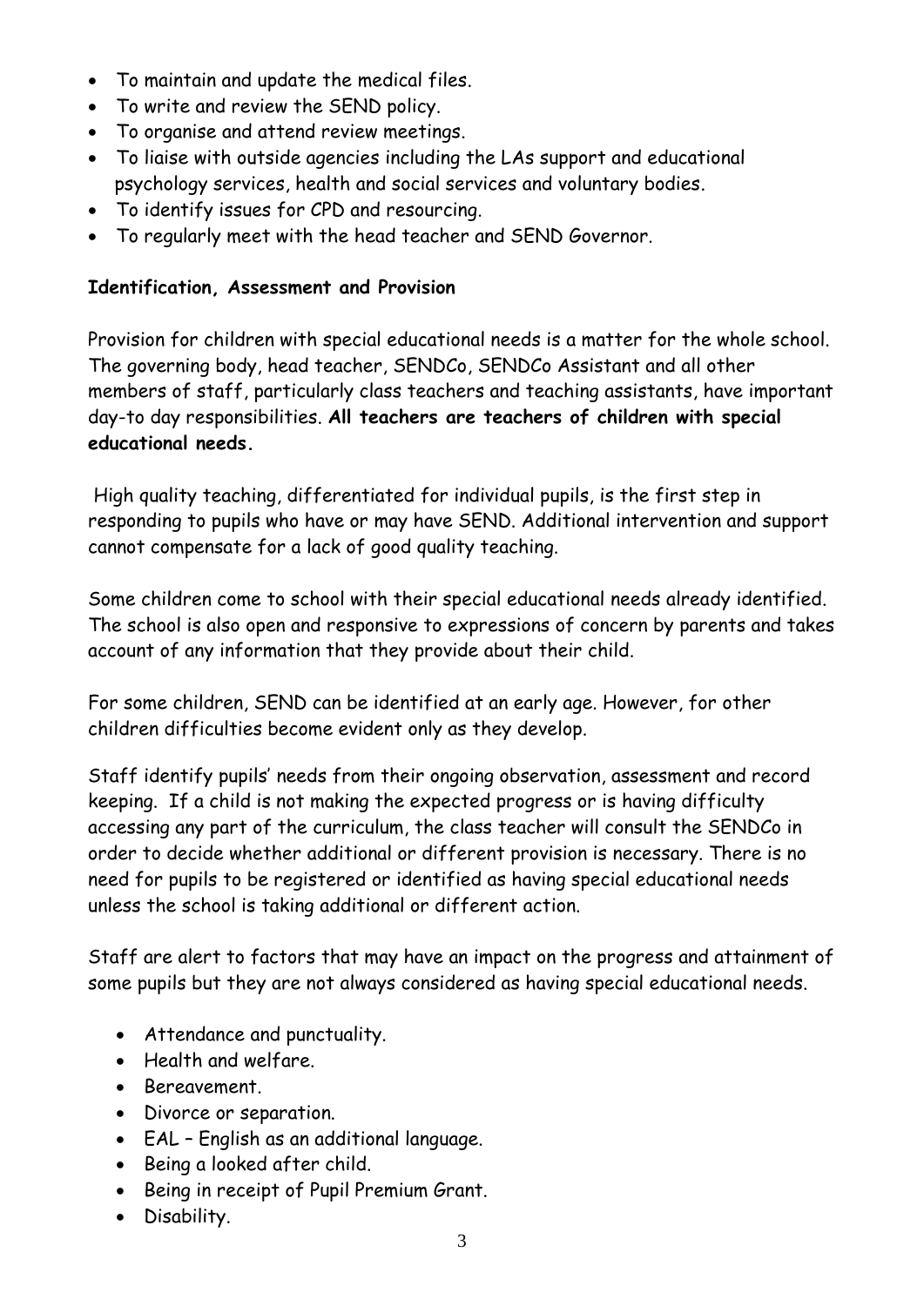- To maintain and update the medical files.
- To write and review the SEND policy.
- To organise and attend review meetings.
- To liaise with outside agencies including the LAs support and educational psychology services, health and social services and voluntary bodies.
- To identify issues for CPD and resourcing.
- To regularly meet with the head teacher and SEND Governor.

**Identification, Assessment and Provision**

Provision for children with special educational needs is a matter for the whole school. The governing body, head teacher, SENDCo, SENDCo Assistant and all other members of staff, particularly class teachers and teaching assistants, have important day-to day responsibilities. **All teachers are teachers of children with special educational needs.**

High quality teaching, differentiated for individual pupils, is the first step in responding to pupils who have or may have SEND. Additional intervention and support cannot compensate for a lack of good quality teaching.

Some children come to school with their special educational needs already identified. The school is also open and responsive to expressions of concern by parents and takes account of any information that they provide about their child.

For some children, SEND can be identified at an early age. However, for other children difficulties become evident only as they develop.

Staff identify pupils' needs from their ongoing observation, assessment and record keeping. If a child is not making the expected progress or is having difficulty accessing any part of the curriculum, the class teacher will consult the SENDCo in order to decide whether additional or different provision is necessary. There is no need for pupils to be registered or identified as having special educational needs unless the school is taking additional or different action.

Staff are alert to factors that may have an impact on the progress and attainment of some pupils but they are not always considered as having special educational needs.

- Attendance and punctuality.
- Health and welfare.
- Bereavement.
- Divorce or separation.
- EAL – English as an additional language.
- Being a looked after child.
- Being in receipt of Pupil Premium Grant.
- Disability.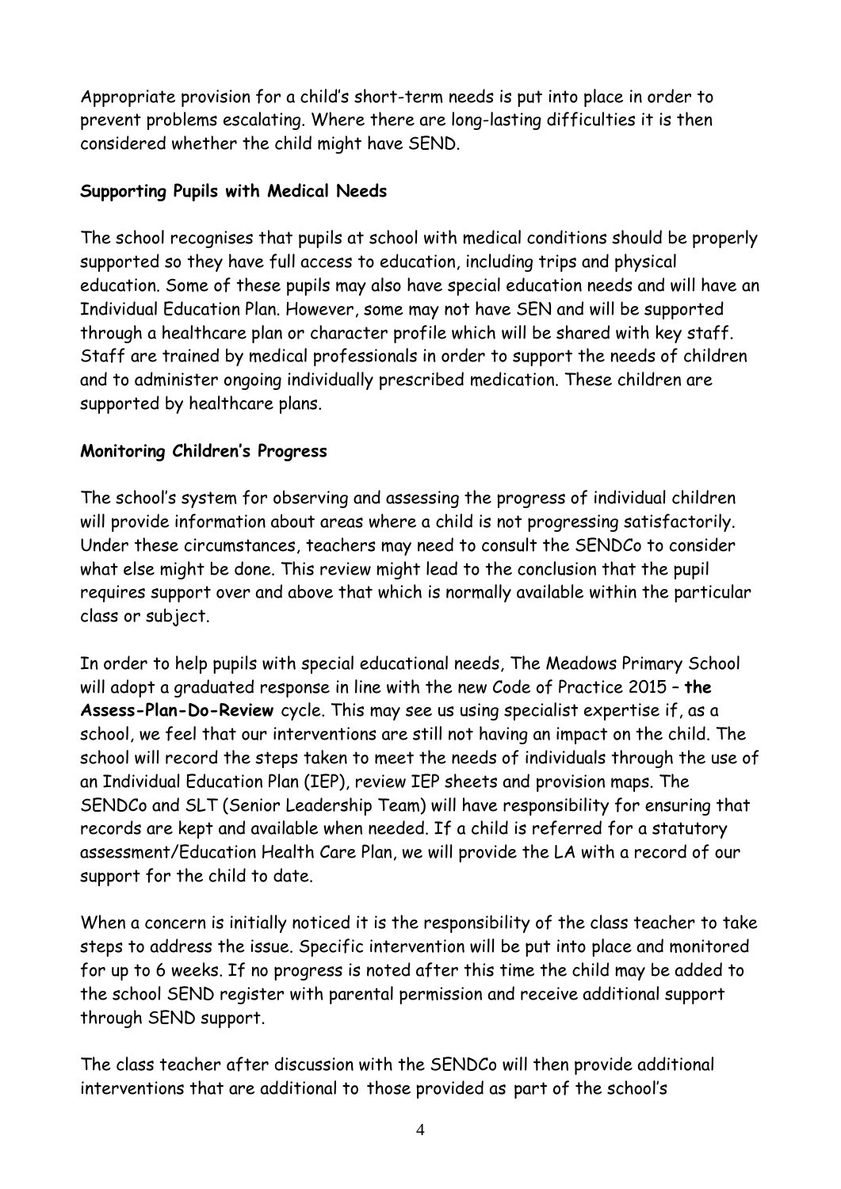Appropriate provision for a child's short-term needs is put into place in order to prevent problems escalating. Where there are long-lasting difficulties it is then considered whether the child might have SEND.

**Supporting Pupils with Medical Needs**

The school recognises that pupils at school with medical conditions should be properly supported so they have full access to education, including trips and physical education. Some of these pupils may also have special education needs and will have an Individual Education Plan. However, some may not have SEN and will be supported through a healthcare plan or character profile which will be shared with key staff. Staff are trained by medical professionals in order to support the needs of children and to administer ongoing individually prescribed medication. These children are supported by healthcare plans.

**Monitoring Children's Progress**

The school's system for observing and assessing the progress of individual children will provide information about areas where a child is not progressing satisfactorily. Under these circumstances, teachers may need to consult the SENDCo to consider what else might be done. This review might lead to the conclusion that the pupil requires support over and above that which is normally available within the particular class or subject.

In order to help pupils with special educational needs, The Meadows Primary School will adopt a graduated response in line with the new Code of Practice 2015 – **the Assess-Plan-Do-Review** cycle. This may see us using specialist expertise if, as a school, we feel that our interventions are still not having an impact on the child. The school will record the steps taken to meet the needs of individuals through the use of an Individual Education Plan (IEP), review IEP sheets and provision maps. The SENDCo and SLT (Senior Leadership Team) will have responsibility for ensuring that records are kept and available when needed. If a child is referred for a statutory assessment/Education Health Care Plan, we will provide the LA with a record of our support for the child to date.

When a concern is initially noticed it is the responsibility of the class teacher to take steps to address the issue. Specific intervention will be put into place and monitored for up to 6 weeks. If no progress is noted after this time the child may be added to the school SEND register with parental permission and receive additional support through SEND support.

The class teacher after discussion with the SENDCo will then provide additional interventions that are additional to those provided as part of the school's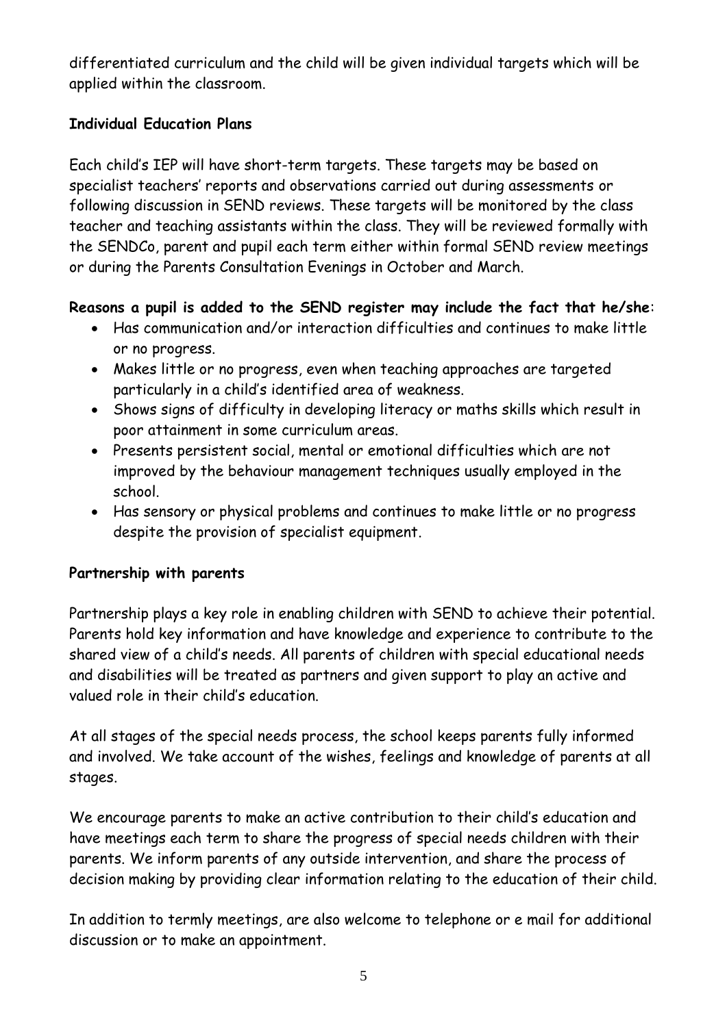differentiated curriculum and the child will be given individual targets which will be applied within the classroom.

**Individual Education Plans**

Each child's IEP will have short-term targets. These targets may be based on specialist teachers' reports and observations carried out during assessments or following discussion in SEND reviews. These targets will be monitored by the class teacher and teaching assistants within the class. They will be reviewed formally with the SENDCo, parent and pupil each term either within formal SEND review meetings or during the Parents Consultation Evenings in October and March.

**Reasons a pupil is added to the SEND register may include the fact that he/she**:

- Has communication and/or interaction difficulties and continues to make little or no progress.
- Makes little or no progress, even when teaching approaches are targeted particularly in a child's identified area of weakness.
- Shows signs of difficulty in developing literacy or maths skills which result in poor attainment in some curriculum areas.
- Presents persistent social, mental or emotional difficulties which are not improved by the behaviour management techniques usually employed in the school.
- Has sensory or physical problems and continues to make little or no progress despite the provision of specialist equipment.

**Partnership with parents**

Partnership plays a key role in enabling children with SEND to achieve their potential. Parents hold key information and have knowledge and experience to contribute to the shared view of a child's needs. All parents of children with special educational needs and disabilities will be treated as partners and given support to play an active and valued role in their child's education.

At all stages of the special needs process, the school keeps parents fully informed and involved. We take account of the wishes, feelings and knowledge of parents at all stages.

We encourage parents to make an active contribution to their child's education and have meetings each term to share the progress of special needs children with their parents. We inform parents of any outside intervention, and share the process of decision making by providing clear information relating to the education of their child.

In addition to termly meetings, are also welcome to telephone or e mail for additional discussion or to make an appointment.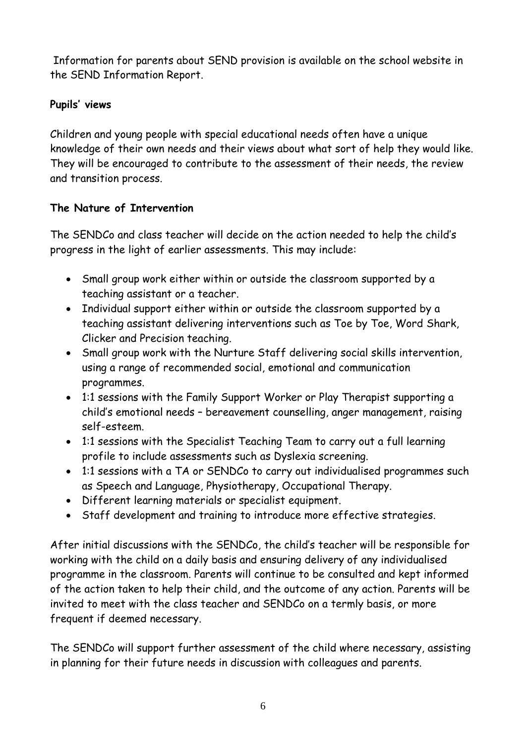Information for parents about SEND provision is available on the school website in the SEND Information Report.

**Pupils' views**

Children and young people with special educational needs often have a unique knowledge of their own needs and their views about what sort of help they would like. They will be encouraged to contribute to the assessment of their needs, the review and transition process.

**The Nature of Intervention**

The SENDCo and class teacher will decide on the action needed to help the child's progress in the light of earlier assessments. This may include:

- Small group work either within or outside the classroom supported by a teaching assistant or a teacher.
- Individual support either within or outside the classroom supported by a teaching assistant delivering interventions such as Toe by Toe, Word Shark, Clicker and Precision teaching.
- Small group work with the Nurture Staff delivering social skills intervention, using a range of recommended social, emotional and communication programmes.
- 1:1 sessions with the Family Support Worker or Play Therapist supporting a child's emotional needs – bereavement counselling, anger management, raising self-esteem.
- 1:1 sessions with the Specialist Teaching Team to carry out a full learning profile to include assessments such as Dyslexia screening.
- 1:1 sessions with a TA or SENDCo to carry out individualised programmes such as Speech and Language, Physiotherapy, Occupational Therapy.
- Different learning materials or specialist equipment.
- Staff development and training to introduce more effective strategies.

After initial discussions with the SENDCo, the child's teacher will be responsible for working with the child on a daily basis and ensuring delivery of any individualised programme in the classroom. Parents will continue to be consulted and kept informed of the action taken to help their child, and the outcome of any action. Parents will be invited to meet with the class teacher and SENDCo on a termly basis, or more frequent if deemed necessary.

The SENDCo will support further assessment of the child where necessary, assisting in planning for their future needs in discussion with colleagues and parents.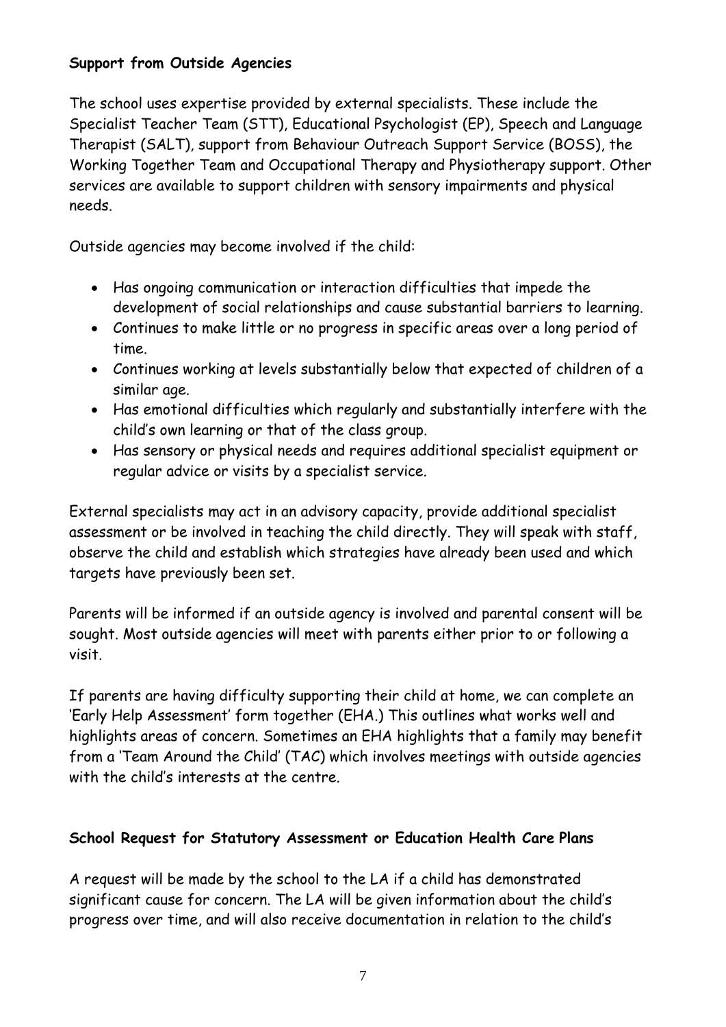**Support from Outside Agencies**

The school uses expertise provided by external specialists. These include the Specialist Teacher Team (STT), Educational Psychologist (EP), Speech and Language Therapist (SALT), support from Behaviour Outreach Support Service (BOSS), the Working Together Team and Occupational Therapy and Physiotherapy support. Other services are available to support children with sensory impairments and physical needs.

Outside agencies may become involved if the child:

- Has ongoing communication or interaction difficulties that impede the development of social relationships and cause substantial barriers to learning.
- Continues to make little or no progress in specific areas over a long period of time.
- Continues working at levels substantially below that expected of children of a similar age.
- Has emotional difficulties which regularly and substantially interfere with the child's own learning or that of the class group.
- Has sensory or physical needs and requires additional specialist equipment or regular advice or visits by a specialist service.

External specialists may act in an advisory capacity, provide additional specialist assessment or be involved in teaching the child directly. They will speak with staff, observe the child and establish which strategies have already been used and which targets have previously been set.

Parents will be informed if an outside agency is involved and parental consent will be sought. Most outside agencies will meet with parents either prior to or following a visit.

If parents are having difficulty supporting their child at home, we can complete an 'Early Help Assessment' form together (EHA.) This outlines what works well and highlights areas of concern. Sometimes an EHA highlights that a family may benefit from a 'Team Around the Child' (TAC) which involves meetings with outside agencies with the child's interests at the centre.

**School Request for Statutory Assessment or Education Health Care Plans**

A request will be made by the school to the LA if a child has demonstrated significant cause for concern. The LA will be given information about the child's progress over time, and will also receive documentation in relation to the child's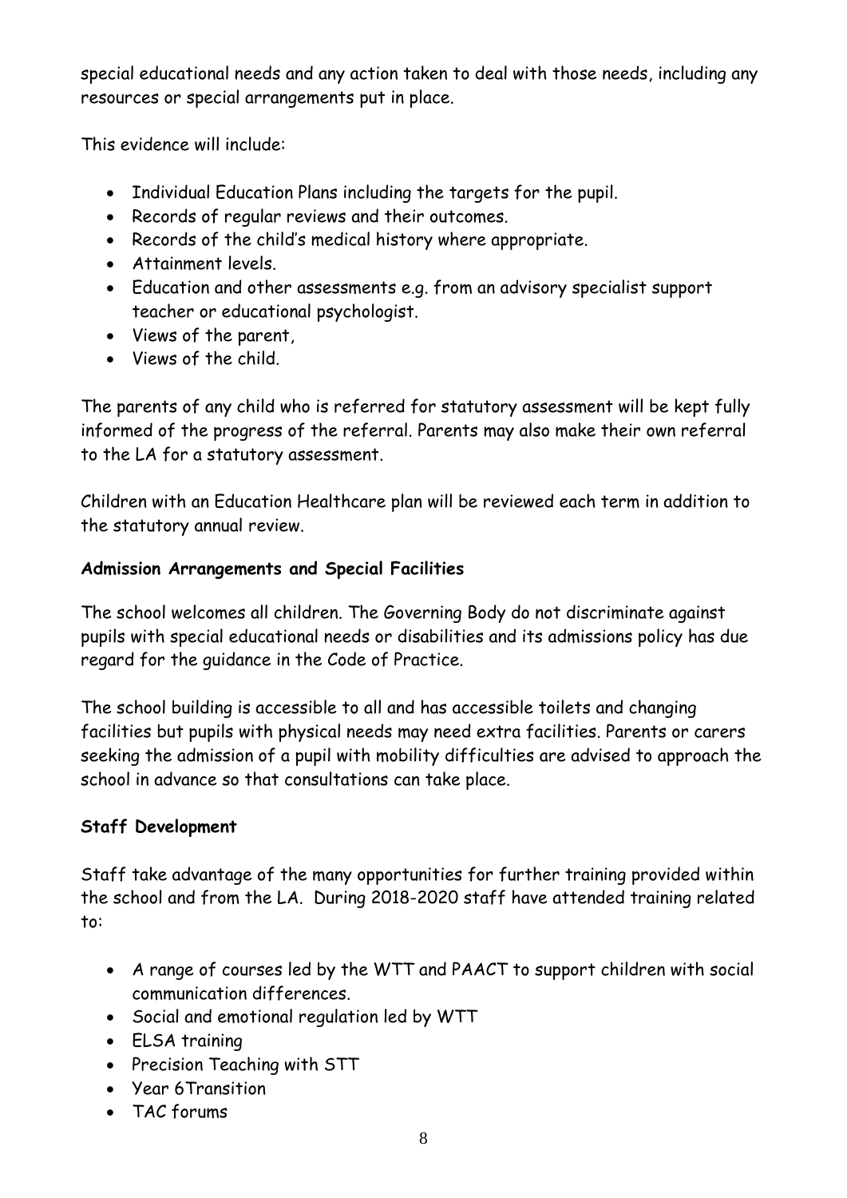special educational needs and any action taken to deal with those needs, including any resources or special arrangements put in place.

This evidence will include:

- Individual Education Plans including the targets for the pupil.
- Records of regular reviews and their outcomes.
- Records of the child's medical history where appropriate.
- Attainment levels.
- Education and other assessments e.g. from an advisory specialist support teacher or educational psychologist.
- Views of the parent,
- Views of the child.

The parents of any child who is referred for statutory assessment will be kept fully informed of the progress of the referral. Parents may also make their own referral to the LA for a statutory assessment.

Children with an Education Healthcare plan will be reviewed each term in addition to the statutory annual review.

**Admission Arrangements and Special Facilities**

The school welcomes all children. The Governing Body do not discriminate against pupils with special educational needs or disabilities and its admissions policy has due regard for the guidance in the Code of Practice.

The school building is accessible to all and has accessible toilets and changing facilities but pupils with physical needs may need extra facilities. Parents or carers seeking the admission of a pupil with mobility difficulties are advised to approach the school in advance so that consultations can take place.

**Staff Development**

Staff take advantage of the many opportunities for further training provided within the school and from the LA. During 2018-2020 staff have attended training related to:

- A range of courses led by the WTT and PAACT to support children with social communication differences.
- Social and emotional regulation led by WTT
- ELSA training
- Precision Teaching with STT
- Year 6Transition
- TAC forums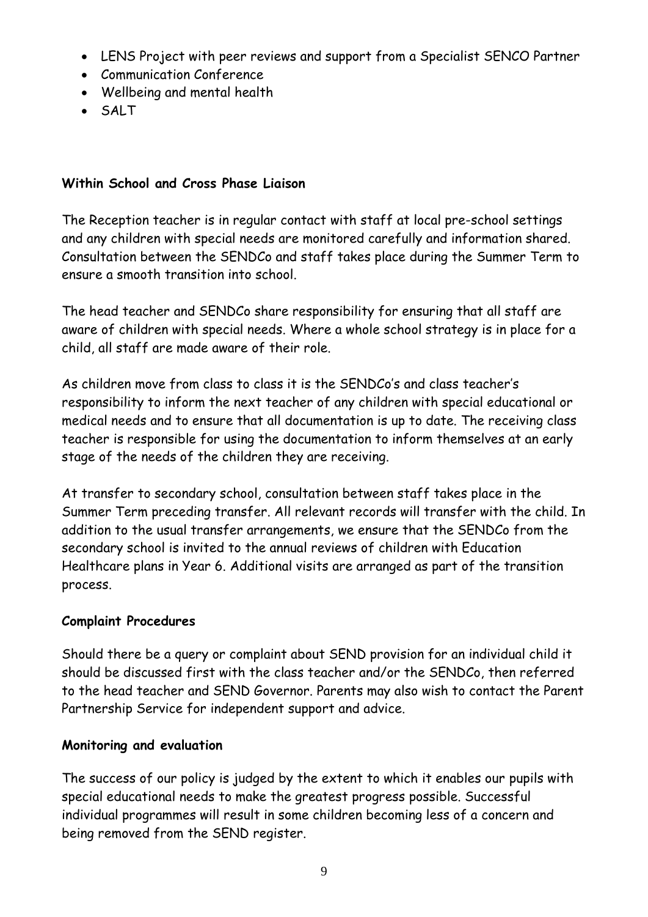- LENS Project with peer reviews and support from a Specialist SENCO Partner
- Communication Conference
- Wellbeing and mental health
- SALT

**Within School and Cross Phase Liaison**

The Reception teacher is in regular contact with staff at local pre-school settings and any children with special needs are monitored carefully and information shared. Consultation between the SENDCo and staff takes place during the Summer Term to ensure a smooth transition into school.

The head teacher and SENDCo share responsibility for ensuring that all staff are aware of children with special needs. Where a whole school strategy is in place for a child, all staff are made aware of their role.

As children move from class to class it is the SENDCo's and class teacher's responsibility to inform the next teacher of any children with special educational or medical needs and to ensure that all documentation is up to date. The receiving class teacher is responsible for using the documentation to inform themselves at an early stage of the needs of the children they are receiving.

At transfer to secondary school, consultation between staff takes place in the Summer Term preceding transfer. All relevant records will transfer with the child. In addition to the usual transfer arrangements, we ensure that the SENDCo from the secondary school is invited to the annual reviews of children with Education Healthcare plans in Year 6. Additional visits are arranged as part of the transition process.

**Complaint Procedures**

Should there be a query or complaint about SEND provision for an individual child it should be discussed first with the class teacher and/or the SENDCo, then referred to the head teacher and SEND Governor. Parents may also wish to contact the Parent Partnership Service for independent support and advice.

**Monitoring and evaluation**

The success of our policy is judged by the extent to which it enables our pupils with special educational needs to make the greatest progress possible. Successful individual programmes will result in some children becoming less of a concern and being removed from the SEND register.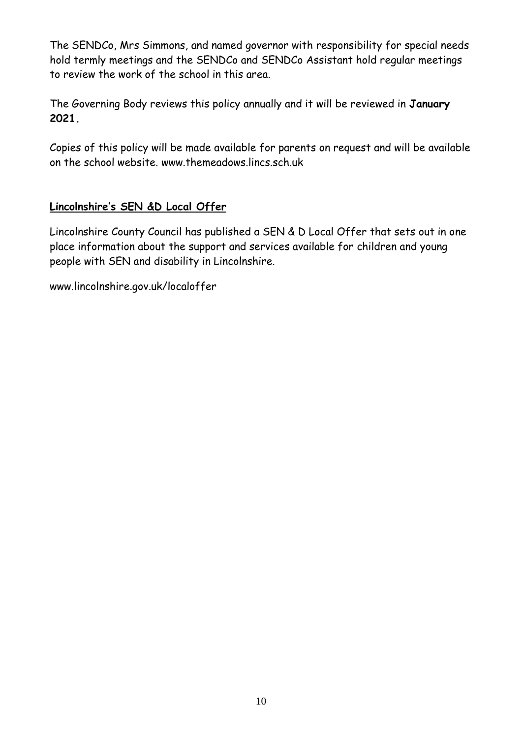The SENDCo, Mrs Simmons, and named governor with responsibility for special needs hold termly meetings and the SENDCo and SENDCo Assistant hold regular meetings to review the work of the school in this area.

The Governing Body reviews this policy annually and it will be reviewed in **January 2021.**

Copies of this policy will be made available for parents on request and will be available on the school website. www.themeadows.lincs.sch.uk

## Lincolnshire's SEN &D Local Offer

Lincolnshire County Council has published a SEN & D Local Offer that sets out in one place information about the support and services available for children and young people with SEN and disability in Lincolnshire.

www.lincolnshire.gov.uk/localoffer